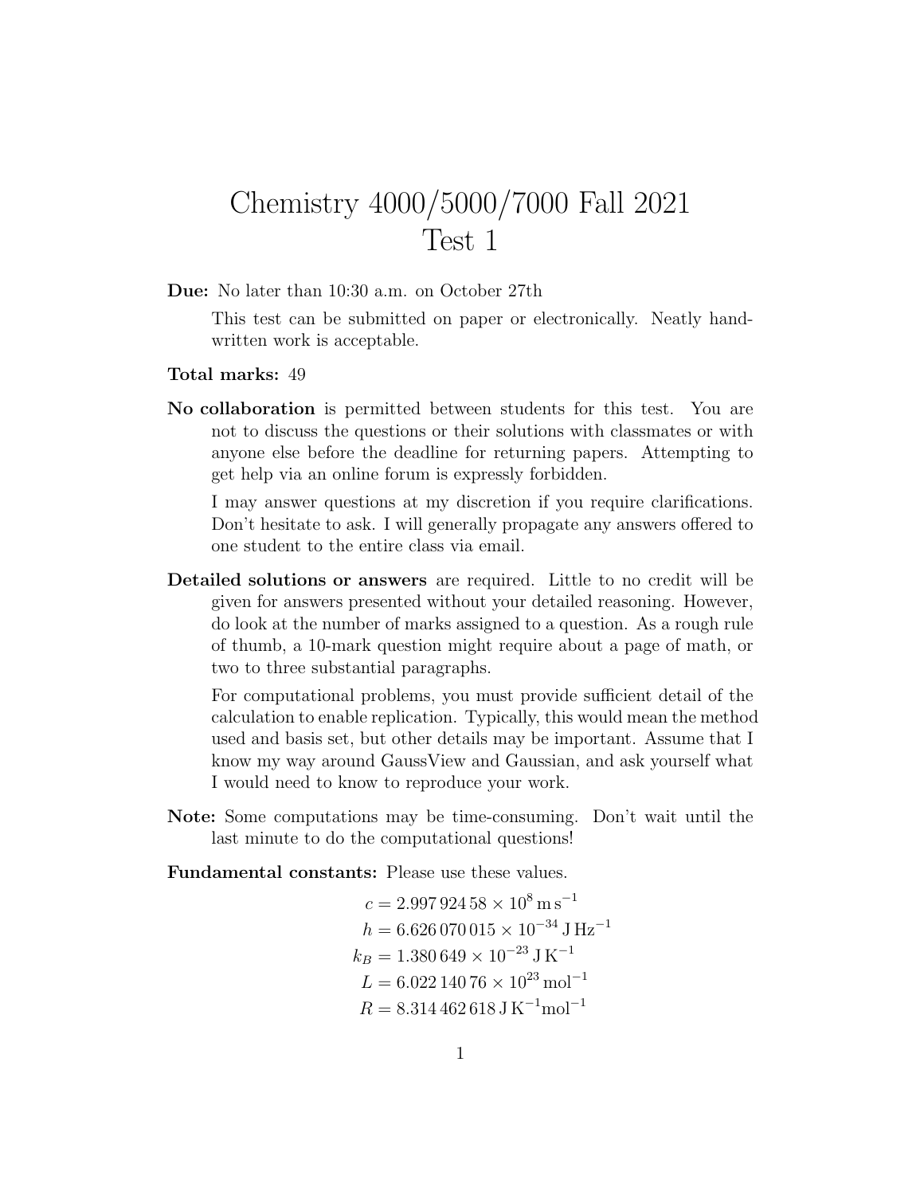# Chemistry 4000/5000/7000 Fall 2021
# Test 1

**Due:** No later than 10:30 a.m. on October 27th

This test can be submitted on paper or electronically. Neatly handwritten work is acceptable.

**Total marks:** 49

**No collaboration** is permitted between students for this test. You are not to discuss the questions or their solutions with classmates or with anyone else before the deadline for returning papers. Attempting to get help via an online forum is expressly forbidden.

I may answer questions at my discretion if you require clarifications. Don't hesitate to ask. I will generally propagate any answers offered to one student to the entire class via email.

**Detailed solutions or answers** are required. Little to no credit will be given for answers presented without your detailed reasoning. However, do look at the number of marks assigned to a question. As a rough rule of thumb, a 10-mark question might require about a page of math, or two to three substantial paragraphs.

For computational problems, you must provide sufficient detail of the calculation to enable replication. Typically, this would mean the method used and basis set, but other details may be important. Assume that I know my way around GaussView and Gaussian, and ask yourself what I would need to know to reproduce your work.

**Note:** Some computations may be time-consuming. Don't wait until the last minute to do the computational questions!

**Fundamental constants:** Please use these values.

$$
\begin{aligned}
c &= 2.997\,924\,58 \times 10^{8}\,\mathrm{m\,s^{-1}} \\
h &= 6.626\,070\,015 \times 10^{-34}\,\mathrm{J\,Hz^{-1}} \\
k_B &= 1.380\,649 \times 10^{-23}\,\mathrm{J\,K^{-1}} \\
L &= 6.022\,140\,76 \times 10^{23}\,\mathrm{mol^{-1}} \\
R &= 8.314\,462\,618\,\mathrm{J\,K^{-1}mol^{-1}}
\end{aligned}
$$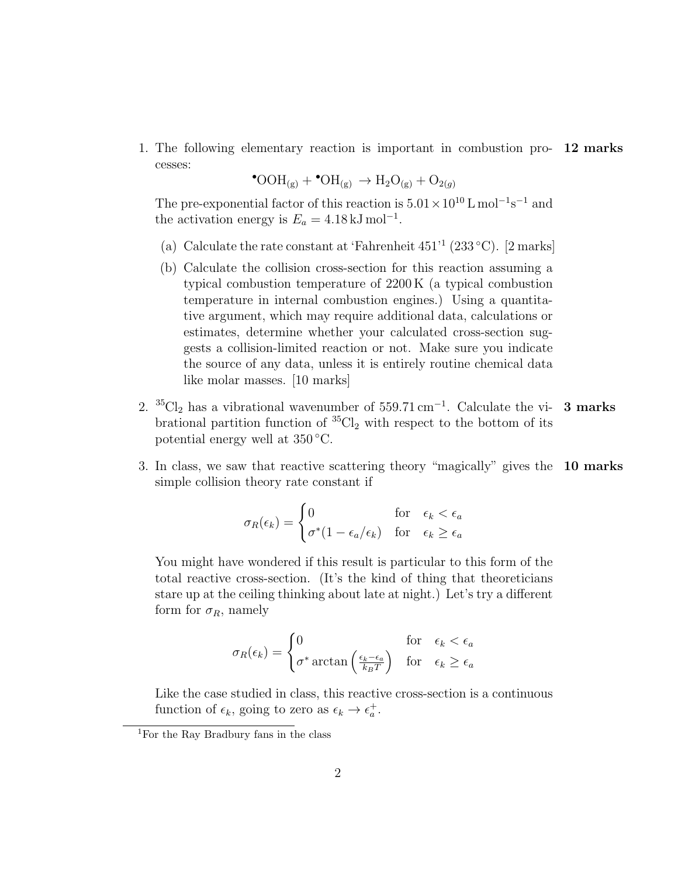1. The following elementary reaction is important in combustion processes: **12 marks**

$$^{\bullet}\text{OOH}_{(g)} + {^{\bullet}\text{OH}_{(g)}} \rightarrow \text{H}_2\text{O}_{(g)} + \text{O}_{2(g)}$$

The pre-exponential factor of this reaction is $5.01 \times 10^{10}\,\text{L}\,\text{mol}^{-1}\text{s}^{-1}$ and the activation energy is $E_a = 4.18\,\text{kJ}\,\text{mol}^{-1}$.

   (a) Calculate the rate constant at 'Fahrenheit 451'[1] (233 °C). [2 marks]

   (b) Calculate the collision cross-section for this reaction assuming a typical combustion temperature of 2200 K (a typical combustion temperature in internal combustion engines.) Using a quantitative argument, which may require additional data, calculations or estimates, determine whether your calculated cross-section suggests a collision-limited reaction or not. Make sure you indicate the source of any data, unless it is entirely routine chemical data like molar masses. [10 marks]

2. $^{35}\text{Cl}_2$ has a vibrational wavenumber of $559.71\,\text{cm}^{-1}$. Calculate the vibrational partition function of $^{35}\text{Cl}_2$ with respect to the bottom of its potential energy well at 350 °C. **3 marks**

3. In class, we saw that reactive scattering theory "magically" gives the simple collision theory rate constant if **10 marks**

$$\sigma_R(\epsilon_k) = \begin{cases} 0 & \text{for} \quad \epsilon_k < \epsilon_a \\ \sigma^*(1 - \epsilon_a/\epsilon_k) & \text{for} \quad \epsilon_k \geq \epsilon_a \end{cases}$$

You might have wondered if this result is particular to this form of the total reactive cross-section. (It's the kind of thing that theoreticians stare up at the ceiling thinking about late at night.) Let's try a different form for $\sigma_R$, namely

$$\sigma_R(\epsilon_k) = \begin{cases} 0 & \text{for} \quad \epsilon_k < \epsilon_a \\ \sigma^* \arctan\left(\frac{\epsilon_k - \epsilon_a}{k_B T}\right) & \text{for} \quad \epsilon_k \geq \epsilon_a \end{cases}$$

Like the case studied in class, this reactive cross-section is a continuous function of $\epsilon_k$, going to zero as $\epsilon_k \rightarrow \epsilon_a^+$.

[1] For the Ray Bradbury fans in the class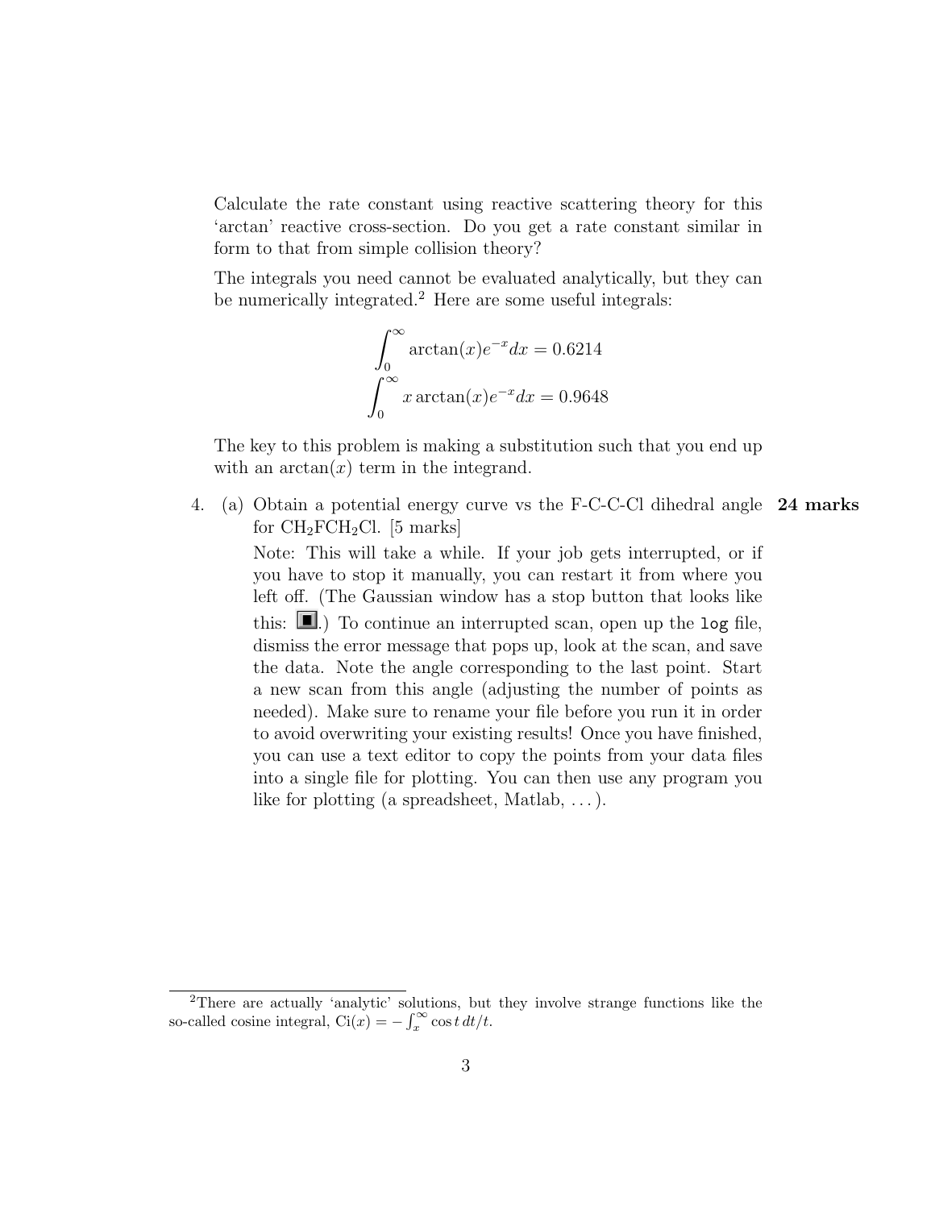Calculate the rate constant using reactive scattering theory for this 'arctan' reactive cross-section. Do you get a rate constant similar in form to that from simple collision theory?

The integrals you need cannot be evaluated analytically, but they can be numerically integrated.[2] Here are some useful integrals:

$$\int_0^\infty \arctan(x)e^{-x}dx = 0.6214$$
$$\int_0^\infty x\arctan(x)e^{-x}dx = 0.9648$$

The key to this problem is making a substitution such that you end up with an $\arctan(x)$ term in the integrand.

4. (a) Obtain a potential energy curve vs the F-C-C-Cl dihedral angle for $CH_2FCH_2Cl$. [5 marks] **24 marks**

   Note: This will take a while. If your job gets interrupted, or if you have to stop it manually, you can restart it from where you left off. (The Gaussian window has a stop button that looks like this: ■.) To continue an interrupted scan, open up the `log` file, dismiss the error message that pops up, look at the scan, and save the data. Note the angle corresponding to the last point. Start a new scan from this angle (adjusting the number of points as needed). Make sure to rename your file before you run it in order to avoid overwriting your existing results! Once you have finished, you can use a text editor to copy the points from your data files into a single file for plotting. You can then use any program you like for plotting (a spreadsheet, Matlab, ...).

---

[2] There are actually 'analytic' solutions, but they involve strange functions like the so-called cosine integral, $\mathrm{Ci}(x) = -\int_x^\infty \cos t\, dt/t$.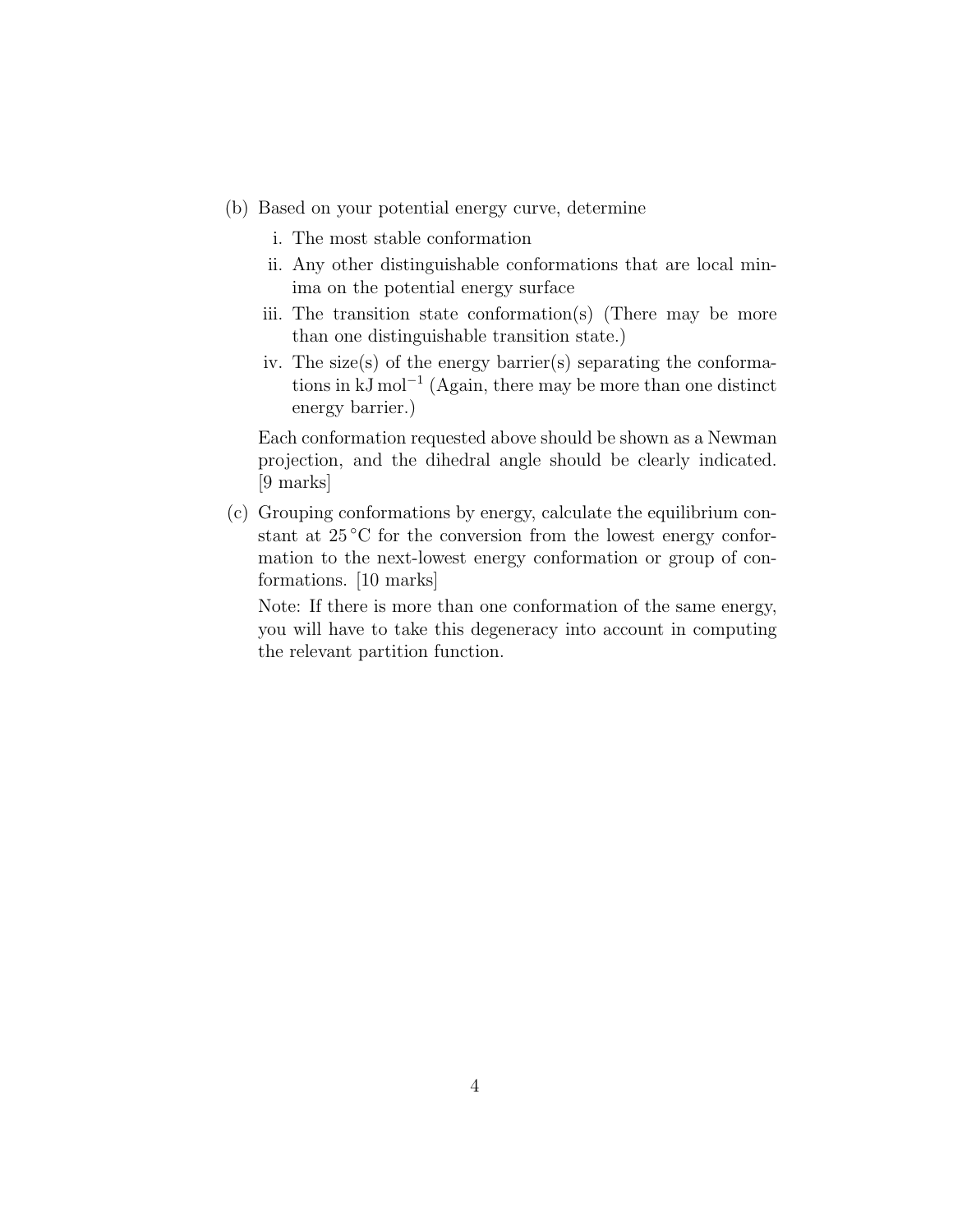(b) Based on your potential energy curve, determine

   i. The most stable conformation

   ii. Any other distinguishable conformations that are local minima on the potential energy surface

   iii. The transition state conformation(s) (There may be more than one distinguishable transition state.)

   iv. The size(s) of the energy barrier(s) separating the conformations in $\mathrm{kJ\,mol^{-1}}$ (Again, there may be more than one distinct energy barrier.)

   Each conformation requested above should be shown as a Newman projection, and the dihedral angle should be clearly indicated. [9 marks]

(c) Grouping conformations by energy, calculate the equilibrium constant at $25\,^{\circ}\mathrm{C}$ for the conversion from the lowest energy conformation to the next-lowest energy conformation or group of conformations. [10 marks]

   Note: If there is more than one conformation of the same energy, you will have to take this degeneracy into account in computing the relevant partition function.